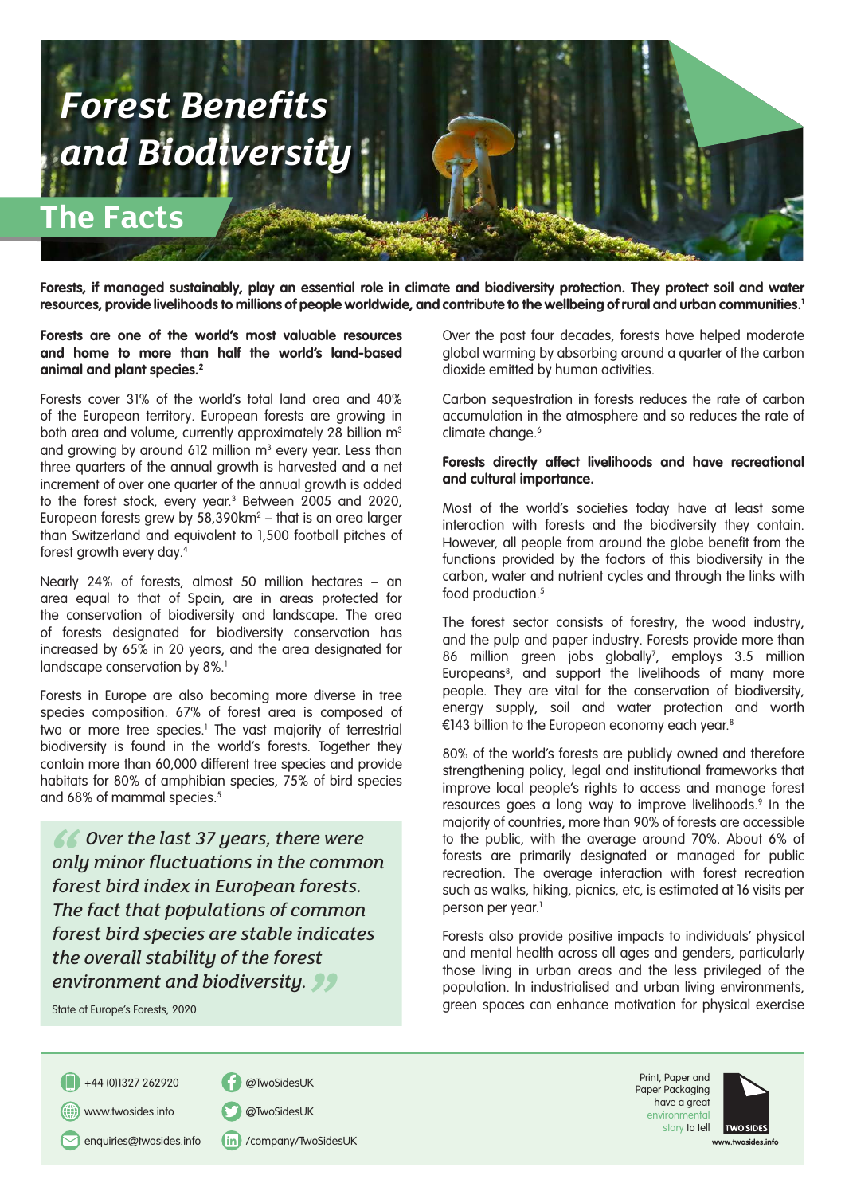# Forest Benefits and Biodiversity

## The Facts

**Forests, if managed sustainably, play an essential role in climate and biodiversity protection. They protect soil and water resources, provide livelihoods to millions of people worldwide, and contribute to the wellbeing of rural and urban communities.[1]**

**Forests are one of the world's most valuable resources and home to more than half the world's land-based animal and plant species.[2]**

Forests cover 31% of the world's total land area and 40% of the European territory. European forests are growing in both area and volume, currently approximately 28 billion m$^3$ and growing by around 612 million m$^3$ every year. Less than three quarters of the annual growth is harvested and a net increment of over one quarter of the annual growth is added to the forest stock, every year.[3] Between 2005 and 2020, European forests grew by 58,390km$^2$ – that is an area larger than Switzerland and equivalent to 1,500 football pitches of forest growth every day.[4]

Nearly 24% of forests, almost 50 million hectares – an area equal to that of Spain, are in areas protected for the conservation of biodiversity and landscape. The area of forests designated for biodiversity conservation has increased by 65% in 20 years, and the area designated for landscape conservation by 8%.[1]

Forests in Europe are also becoming more diverse in tree species composition. 67% of forest area is composed of two or more tree species.[1] The vast majority of terrestrial biodiversity is found in the world's forests. Together they contain more than 60,000 different tree species and provide habitats for 80% of amphibian species, 75% of bird species and 68% of mammal species.[5]

> *"Over the last 37 years, there were only minor fluctuations in the common forest bird index in European forests. The fact that populations of common forest bird species are stable indicates the overall stability of the forest environment and biodiversity."*
>
> State of Europe's Forests, 2020

Over the past four decades, forests have helped moderate global warming by absorbing around a quarter of the carbon dioxide emitted by human activities.

Carbon sequestration in forests reduces the rate of carbon accumulation in the atmosphere and so reduces the rate of climate change.[6]

**Forests directly affect livelihoods and have recreational and cultural importance.**

Most of the world's societies today have at least some interaction with forests and the biodiversity they contain. However, all people from around the globe benefit from the functions provided by the factors of this biodiversity in the carbon, water and nutrient cycles and through the links with food production.[5]

The forest sector consists of forestry, the wood industry, and the pulp and paper industry. Forests provide more than 86 million green jobs globally[7], employs 3.5 million Europeans[8], and support the livelihoods of many more people. They are vital for the conservation of biodiversity, energy supply, soil and water protection and worth €143 billion to the European economy each year.[8]

80% of the world's forests are publicly owned and therefore strengthening policy, legal and institutional frameworks that improve local people's rights to access and manage forest resources goes a long way to improve livelihoods.[9] In the majority of countries, more than 90% of forests are accessible to the public, with the average around 70%. About 6% of forests are primarily designated or managed for public recreation. The average interaction with forest recreation such as walks, hiking, picnics, etc, is estimated at 16 visits per person per year.[1]

Forests also provide positive impacts to individuals' physical and mental health across all ages and genders, particularly those living in urban areas and the less privileged of the population. In industrialised and urban living environments, green spaces can enhance motivation for physical exercise

+44 (0)1327 262920
www.twosides.info
enquiries@twosides.info
@TwoSidesUK
@TwoSidesUK
/company/TwoSidesUK

Print, Paper and Paper Packaging have a great environmental story to tell

TWO SIDES
www.twosides.info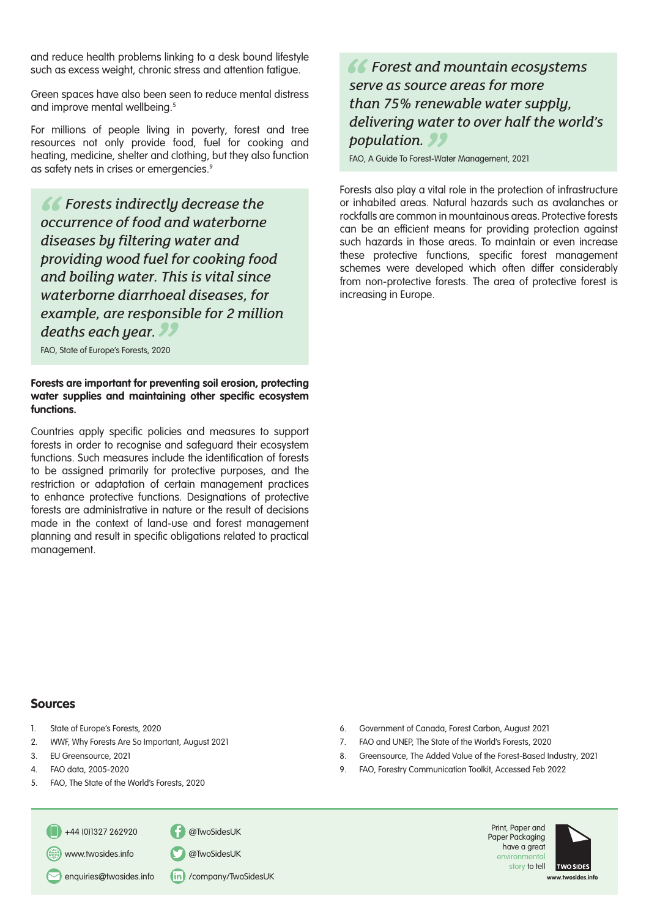and reduce health problems linking to a desk bound lifestyle such as excess weight, chronic stress and attention fatigue.

Green spaces have also been seen to reduce mental distress and improve mental wellbeing.[5]

For millions of people living in poverty, forest and tree resources not only provide food, fuel for cooking and heating, medicine, shelter and clothing, but they also function as safety nets in crises or emergencies.[9]

> *"Forests indirectly decrease the occurrence of food and waterborne diseases by filtering water and providing wood fuel for cooking food and boiling water. This is vital since waterborne diarrhoeal diseases, for example, are responsible for 2 million deaths each year."*
>
> FAO, State of Europe's Forests, 2020

**Forests are important for preventing soil erosion, protecting water supplies and maintaining other specific ecosystem functions.**

Countries apply specific policies and measures to support forests in order to recognise and safeguard their ecosystem functions. Such measures include the identification of forests to be assigned primarily for protective purposes, and the restriction or adaptation of certain management practices to enhance protective functions. Designations of protective forests are administrative in nature or the result of decisions made in the context of land-use and forest management planning and result in specific obligations related to practical management.

> *"Forest and mountain ecosystems serve as source areas for more than 75% renewable water supply, delivering water to over half the world's population."*
>
> FAO, A Guide To Forest-Water Management, 2021

Forests also play a vital role in the protection of infrastructure or inhabited areas. Natural hazards such as avalanches or rockfalls are common in mountainous areas. Protective forests can be an efficient means for providing protection against such hazards in those areas. To maintain or even increase these protective functions, specific forest management schemes were developed which often differ considerably from non-protective forests. The area of protective forest is increasing in Europe.

## Sources

1. State of Europe's Forests, 2020
2. WWF, Why Forests Are So Important, August 2021
3. EU Greensource, 2021
4. FAO data, 2005-2020
5. FAO, The State of the World's Forests, 2020
6. Government of Canada, Forest Carbon, August 2021
7. FAO and UNEP, The State of the World's Forests, 2020
8. Greensource, The Added Value of the Forest-Based Industry, 2021
9. FAO, Forestry Communication Toolkit, Accessed Feb 2022

+44 (0)1327 262920
www.twosides.info
enquiries@twosides.info
@TwoSidesUK
@TwoSidesUK
/company/TwoSidesUK

Print, Paper and Paper Packaging have a great environmental story to tell

TWO SIDES
www.twosides.info